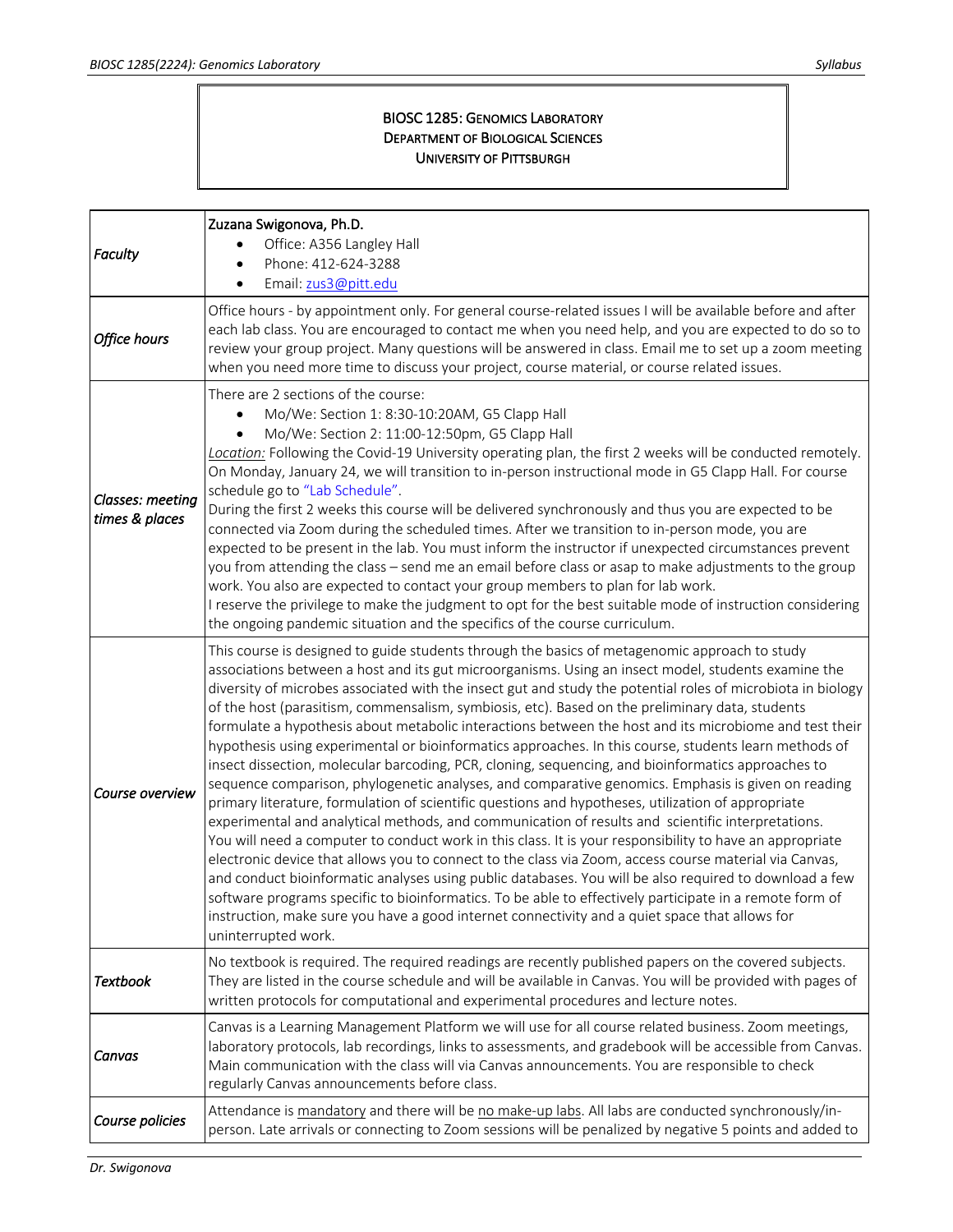# BIOSC 1285: Genomics Laboratory
## Department of Biological Sciences
## University of Pittsburgh

| | |
|---|---|
| *Faculty* | **Zuzana Swigonova, Ph.D.**<br>• Office: A356 Langley Hall<br>• Phone: 412-624-3288<br>• Email: zus3@pitt.edu |
| *Office hours* | Office hours - by appointment only. For general course-related issues I will be available before and after each lab class. You are encouraged to contact me when you need help, and you are expected to do so to review your group project. Many questions will be answered in class. Email me to set up a zoom meeting when you need more time to discuss your project, course material, or course related issues. |
| *Classes: meeting times & places* | There are 2 sections of the course:<br>• Mo/We: Section 1: 8:30-10:20AM, G5 Clapp Hall<br>• Mo/We: Section 2: 11:00-12:50pm, G5 Clapp Hall<br>*Location:* Following the Covid-19 University operating plan, the first 2 weeks will be conducted remotely. On Monday, January 24, we will transition to in-person instructional mode in G5 Clapp Hall. For course schedule go to "Lab Schedule".<br>During the first 2 weeks this course will be delivered synchronously and thus you are expected to be connected via Zoom during the scheduled times. After we transition to in-person mode, you are expected to be present in the lab. You must inform the instructor if unexpected circumstances prevent you from attending the class – send me an email before class or asap to make adjustments to the group work. You also are expected to contact your group members to plan for lab work.<br>I reserve the privilege to make the judgment to opt for the best suitable mode of instruction considering the ongoing pandemic situation and the specifics of the course curriculum. |
| *Course overview* | This course is designed to guide students through the basics of metagenomic approach to study associations between a host and its gut microorganisms. Using an insect model, students examine the diversity of microbes associated with the insect gut and study the potential roles of microbiota in biology of the host (parasitism, commensalism, symbiosis, etc). Based on the preliminary data, students formulate a hypothesis about metabolic interactions between the host and its microbiome and test their hypothesis using experimental or bioinformatics approaches. In this course, students learn methods of insect dissection, molecular barcoding, PCR, cloning, sequencing, and bioinformatics approaches to sequence comparison, phylogenetic analyses, and comparative genomics. Emphasis is given on reading primary literature, formulation of scientific questions and hypotheses, utilization of appropriate experimental and analytical methods, and communication of results and scientific interpretations.<br>You will need a computer to conduct work in this class. It is your responsibility to have an appropriate electronic device that allows you to connect to the class via Zoom, access course material via Canvas, and conduct bioinformatic analyses using public databases. You will be also required to download a few software programs specific to bioinformatics. To be able to effectively participate in a remote form of instruction, make sure you have a good internet connectivity and a quiet space that allows for uninterrupted work. |
| *Textbook* | No textbook is required. The required readings are recently published papers on the covered subjects. They are listed in the course schedule and will be available in Canvas. You will be provided with pages of written protocols for computational and experimental procedures and lecture notes. |
| *Canvas* | Canvas is a Learning Management Platform we will use for all course related business. Zoom meetings, laboratory protocols, lab recordings, links to assessments, and gradebook will be accessible from Canvas. Main communication with the class will via Canvas announcements. You are responsible to check regularly Canvas announcements before class. |
| *Course policies* | Attendance is <u>mandatory</u> and there will be <u>no make-up labs</u>. All labs are conducted synchronously/in-person. Late arrivals or connecting to Zoom sessions will be penalized by negative 5 points and added to |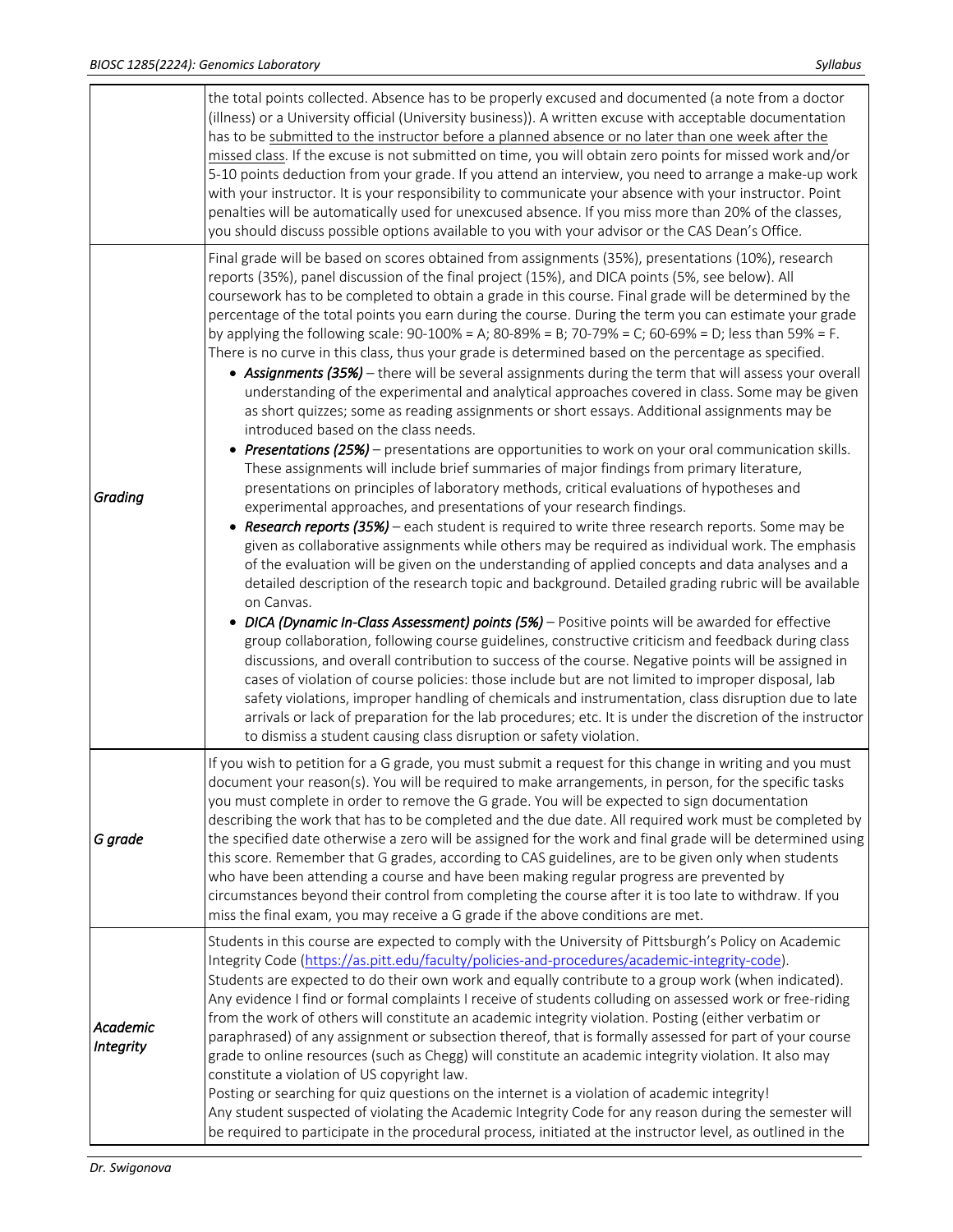| | |
|---|---|
| | the total points collected. Absence has to be properly excused and documented (a note from a doctor (illness) or a University official (University business)). A written excuse with acceptable documentation has to be submitted to the instructor before a planned absence or no later than one week after the missed class. If the excuse is not submitted on time, you will obtain zero points for missed work and/or 5-10 points deduction from your grade. If you attend an interview, you need to arrange a make-up work with your instructor. It is your responsibility to communicate your absence with your instructor. Point penalties will be automatically used for unexcused absence. If you miss more than 20% of the classes, you should discuss possible options available to you with your advisor or the CAS Dean's Office. |
| *Grading* | Final grade will be based on scores obtained from assignments (35%), presentations (10%), research reports (35%), panel discussion of the final project (15%), and DICA points (5%, see below). All coursework has to be completed to obtain a grade in this course. Final grade will be determined by the percentage of the total points you earn during the course. During the term you can estimate your grade by applying the following scale: 90-100% = A; 80-89% = B; 70-79% = C; 60-69% = D; less than 59% = F. There is no curve in this class, thus your grade is determined based on the percentage as specified.<br>• ***Assignments (35%)*** – there will be several assignments during the term that will assess your overall understanding of the experimental and analytical approaches covered in class. Some may be given as short quizzes; some as reading assignments or short essays. Additional assignments may be introduced based on the class needs.<br>• ***Presentations (25%)*** – presentations are opportunities to work on your oral communication skills. These assignments will include brief summaries of major findings from primary literature, presentations on principles of laboratory methods, critical evaluations of hypotheses and experimental approaches, and presentations of your research findings.<br>• ***Research reports (35%)*** – each student is required to write three research reports. Some may be given as collaborative assignments while others may be required as individual work. The emphasis of the evaluation will be given on the understanding of applied concepts and data analyses and a detailed description of the research topic and background. Detailed grading rubric will be available on Canvas.<br>• ***DICA (Dynamic In-Class Assessment) points (5%)*** – Positive points will be awarded for effective group collaboration, following course guidelines, constructive criticism and feedback during class discussions, and overall contribution to success of the course. Negative points will be assigned in cases of violation of course policies: those include but are not limited to improper disposal, lab safety violations, improper handling of chemicals and instrumentation, class disruption due to late arrivals or lack of preparation for the lab procedures; etc. It is under the discretion of the instructor to dismiss a student causing class disruption or safety violation. |
| *G grade* | If you wish to petition for a G grade, you must submit a request for this change in writing and you must document your reason(s). You will be required to make arrangements, in person, for the specific tasks you must complete in order to remove the G grade. You will be expected to sign documentation describing the work that has to be completed and the due date. All required work must be completed by the specified date otherwise a zero will be assigned for the work and final grade will be determined using this score. Remember that G grades, according to CAS guidelines, are to be given only when students who have been attending a course and have been making regular progress are prevented by circumstances beyond their control from completing the course after it is too late to withdraw. If you miss the final exam, you may receive a G grade if the above conditions are met. |
| *Academic Integrity* | Students in this course are expected to comply with the University of Pittsburgh's Policy on Academic Integrity Code (https://as.pitt.edu/faculty/policies-and-procedures/academic-integrity-code). Students are expected to do their own work and equally contribute to a group work (when indicated). Any evidence I find or formal complaints I receive of students colluding on assessed work or free-riding from the work of others will constitute an academic integrity violation. Posting (either verbatim or paraphrased) of any assignment or subsection thereof, that is formally assessed for part of your course grade to online resources (such as Chegg) will constitute an academic integrity violation. It also may constitute a violation of US copyright law.<br>Posting or searching for quiz questions on the internet is a violation of academic integrity!<br>Any student suspected of violating the Academic Integrity Code for any reason during the semester will be required to participate in the procedural process, initiated at the instructor level, as outlined in the |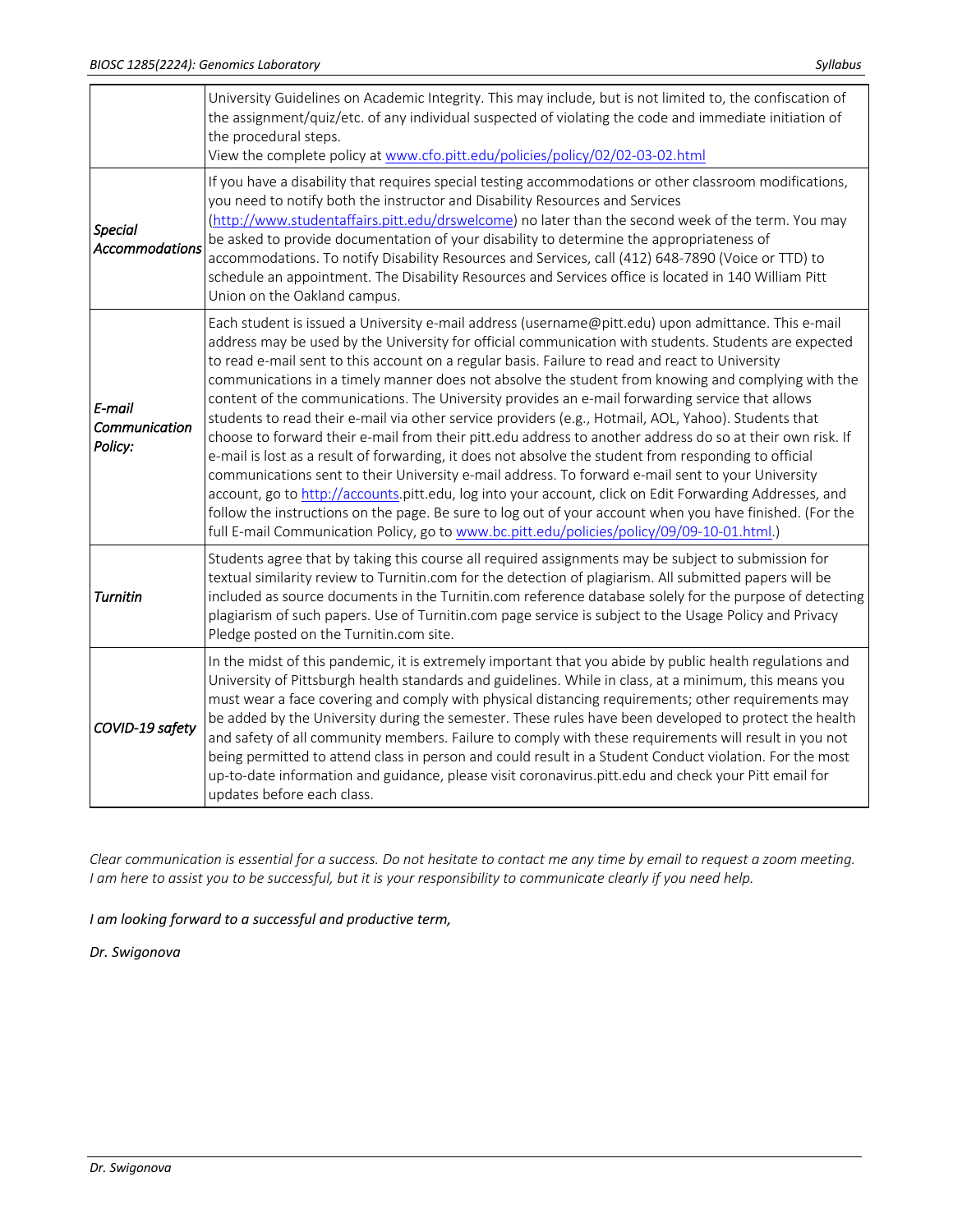| | |
|---|---|
| | University Guidelines on Academic Integrity. This may include, but is not limited to, the confiscation of the assignment/quiz/etc. of any individual suspected of violating the code and immediate initiation of the procedural steps. View the complete policy at www.cfo.pitt.edu/policies/policy/02/02-03-02.html |
| *Special Accommodations* | If you have a disability that requires special testing accommodations or other classroom modifications, you need to notify both the instructor and Disability Resources and Services (http://www.studentaffairs.pitt.edu/drswelcome) no later than the second week of the term. You may be asked to provide documentation of your disability to determine the appropriateness of accommodations. To notify Disability Resources and Services, call (412) 648-7890 (Voice or TTD) to schedule an appointment. The Disability Resources and Services office is located in 140 William Pitt Union on the Oakland campus. |
| *E-mail Communication Policy:* | Each student is issued a University e-mail address (username@pitt.edu) upon admittance. This e-mail address may be used by the University for official communication with students. Students are expected to read e-mail sent to this account on a regular basis. Failure to read and react to University communications in a timely manner does not absolve the student from knowing and complying with the content of the communications. The University provides an e-mail forwarding service that allows students to read their e-mail via other service providers (e.g., Hotmail, AOL, Yahoo). Students that choose to forward their e-mail from their pitt.edu address to another address do so at their own risk. If e-mail is lost as a result of forwarding, it does not absolve the student from responding to official communications sent to their University e-mail address. To forward e-mail sent to your University account, go to http://accounts.pitt.edu, log into your account, click on Edit Forwarding Addresses, and follow the instructions on the page. Be sure to log out of your account when you have finished. (For the full E-mail Communication Policy, go to www.bc.pitt.edu/policies/policy/09/09-10-01.html.) |
| *Turnitin* | Students agree that by taking this course all required assignments may be subject to submission for textual similarity review to Turnitin.com for the detection of plagiarism. All submitted papers will be included as source documents in the Turnitin.com reference database solely for the purpose of detecting plagiarism of such papers. Use of Turnitin.com page service is subject to the Usage Policy and Privacy Pledge posted on the Turnitin.com site. |
| *COVID-19 safety* | In the midst of this pandemic, it is extremely important that you abide by public health regulations and University of Pittsburgh health standards and guidelines. While in class, at a minimum, this means you must wear a face covering and comply with physical distancing requirements; other requirements may be added by the University during the semester. These rules have been developed to protect the health and safety of all community members. Failure to comply with these requirements will result in you not being permitted to attend class in person and could result in a Student Conduct violation. For the most up-to-date information and guidance, please visit coronavirus.pitt.edu and check your Pitt email for updates before each class. |

*Clear communication is essential for a success. Do not hesitate to contact me any time by email to request a zoom meeting. I am here to assist you to be successful, but it is your responsibility to communicate clearly if you need help.*

*I am looking forward to a successful and productive term,*

*Dr. Swigonova*